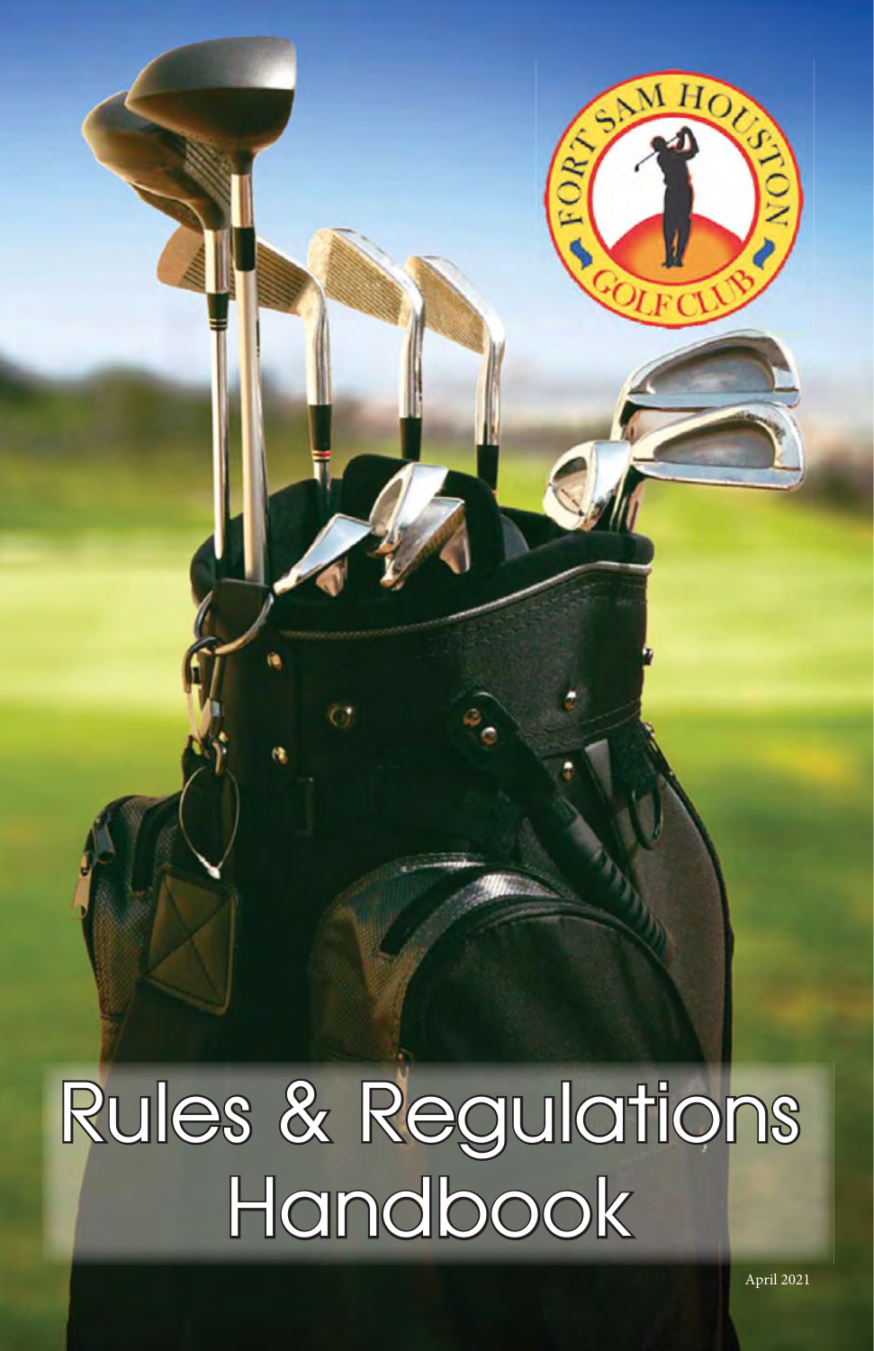# Rules & Regulations Handbook

April 2021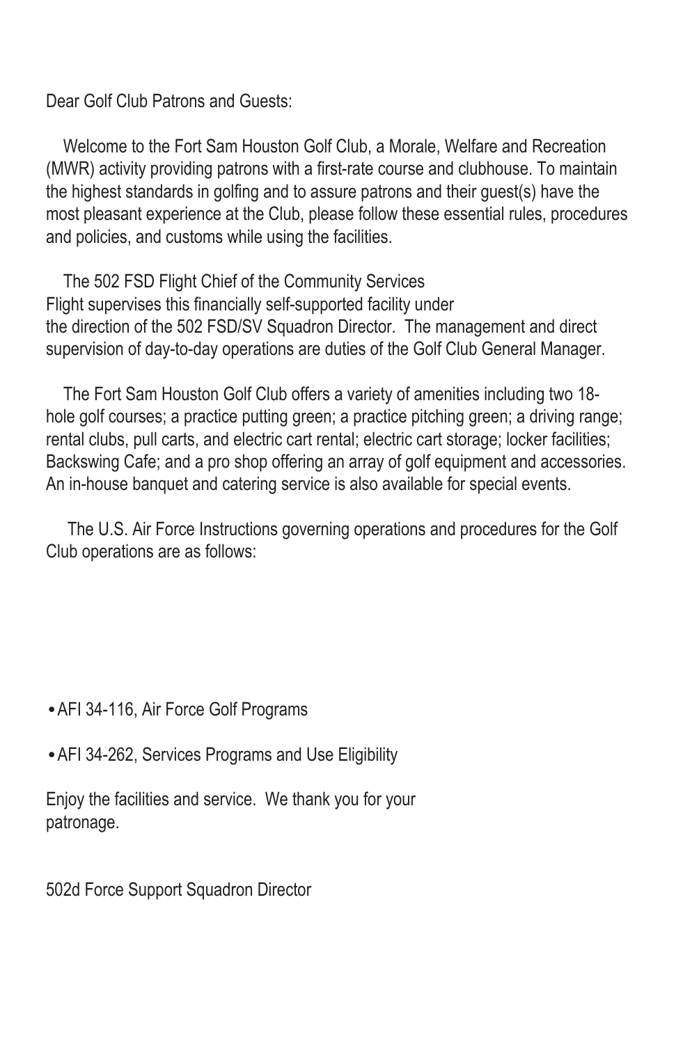Dear Golf Club Patrons and Guests:

Welcome to the Fort Sam Houston Golf Club, a Morale, Welfare and Recreation (MWR) activity providing patrons with a first-rate course and clubhouse. To maintain the highest standards in golfing and to assure patrons and their guest(s) have the most pleasant experience at the Club, please follow these essential rules, procedures and policies, and customs while using the facilities.

The 502 FSD Flight Chief of the Community Services Flight supervises this financially self-supported facility under the direction of the 502 FSD/SV Squadron Director. The management and direct supervision of day-to-day operations are duties of the Golf Club General Manager.

The Fort Sam Houston Golf Club offers a variety of amenities including two 18-hole golf courses; a practice putting green; a practice pitching green; a driving range; rental clubs, pull carts, and electric cart rental; electric cart storage; locker facilities; Backswing Cafe; and a pro shop offering an array of golf equipment and accessories. An in-house banquet and catering service is also available for special events.

The U.S. Air Force Instructions governing operations and procedures for the Golf Club operations are as follows:

- AFI 34-116, Air Force Golf Programs
- AFI 34-262, Services Programs and Use Eligibility

Enjoy the facilities and service. We thank you for your patronage.

502d Force Support Squadron Director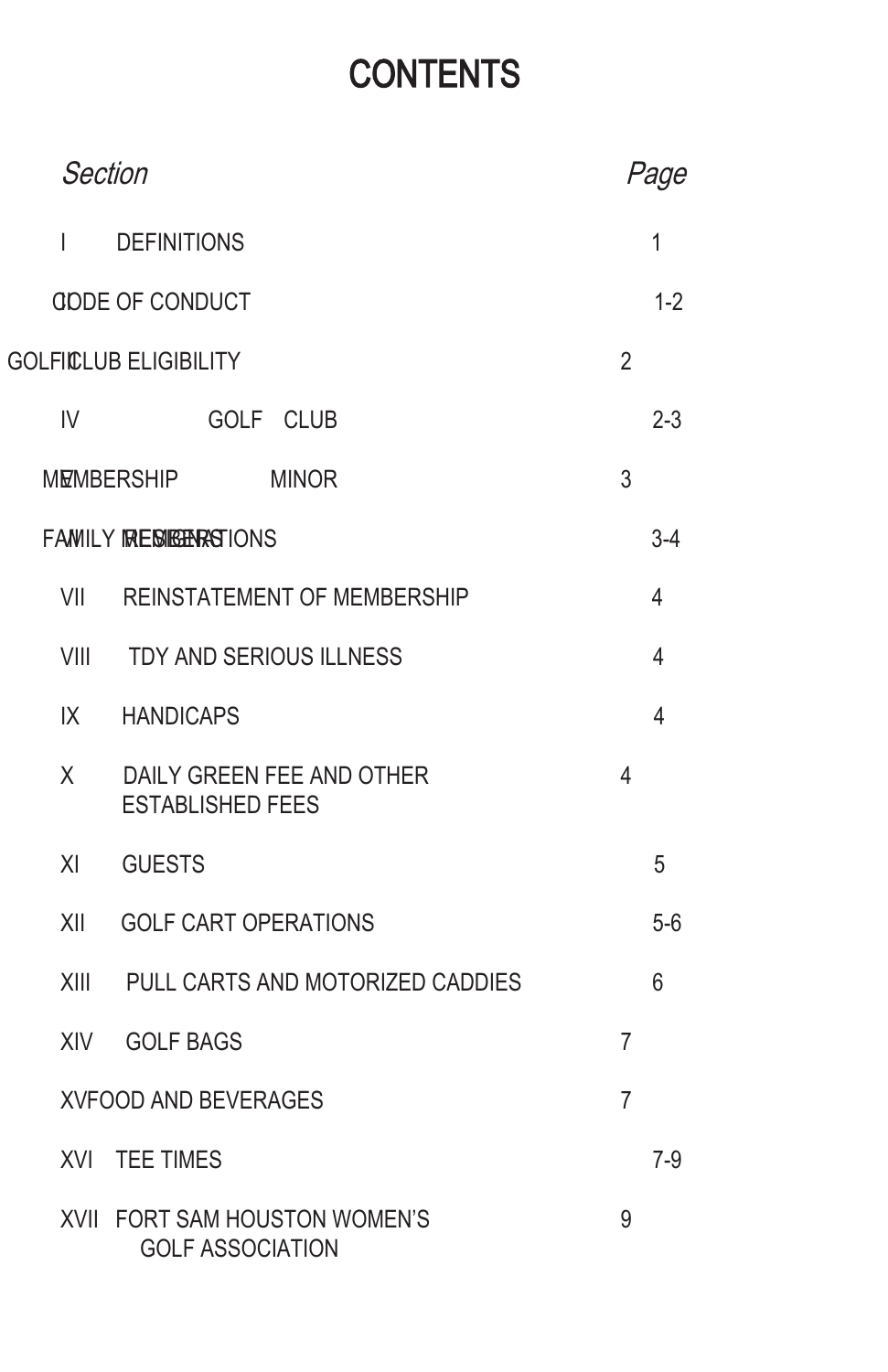# CONTENTS

| *Section* | | *Page* |
|---|---|---|
| I | DEFINITIONS | 1 |
| II | CODE OF CONDUCT | 1-2 |
| III | GOLF CLUB ELIGIBILITY | 2 |
| IV | GOLF CLUB MEMBERSHIP | 2-3 |
| V | MINOR FAMILY MEMBERS | 3 |
| VI | RESIGNATIONS | 3-4 |
| VII | REINSTATEMENT OF MEMBERSHIP | 4 |
| VIII | TDY AND SERIOUS ILLNESS | 4 |
| IX | HANDICAPS | 4 |
| X | DAILY GREEN FEE AND OTHER ESTABLISHED FEES | 4 |
| XI | GUESTS | 5 |
| XII | GOLF CART OPERATIONS | 5-6 |
| XIII | PULL CARTS AND MOTORIZED CADDIES | 6 |
| XIV | GOLF BAGS | 7 |
| XV | FOOD AND BEVERAGES | 7 |
| XVI | TEE TIMES | 7-9 |
| XVII | FORT SAM HOUSTON WOMEN'S GOLF ASSOCIATION | 9 |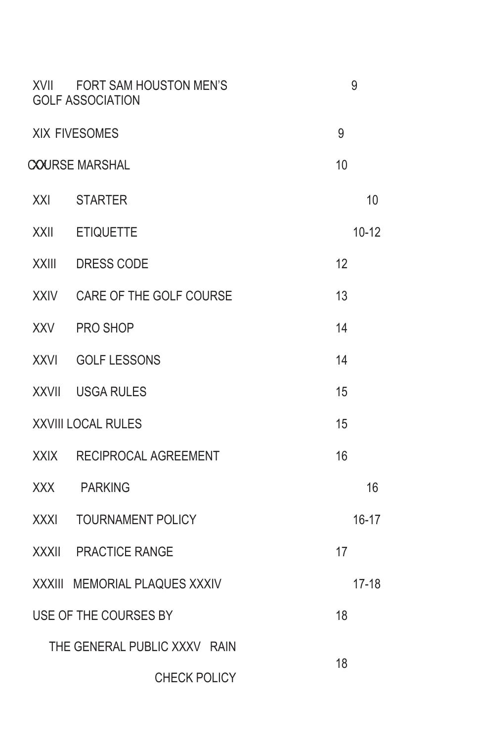| | | |
|---|---|---|
| XVII | FORT SAM HOUSTON MEN'S GOLF ASSOCIATION | 9 |
| XIX | FIVESOMES | 9 |
| XX | COURSE MARSHAL | 10 |
| XXI | STARTER | 10 |
| XXII | ETIQUETTE | 10-12 |
| XXIII | DRESS CODE | 12 |
| XXIV | CARE OF THE GOLF COURSE | 13 |
| XXV | PRO SHOP | 14 |
| XXVI | GOLF LESSONS | 14 |
| XXVII | USGA RULES | 15 |
| XXVIII | LOCAL RULES | 15 |
| XXIX | RECIPROCAL AGREEMENT | 16 |
| XXX | PARKING | 16 |
| XXXI | TOURNAMENT POLICY | 16-17 |
| XXXII | PRACTICE RANGE | 17 |
| XXXIII | MEMORIAL PLAQUES | 17-18 |
| XXXIV | USE OF THE COURSES BY THE GENERAL PUBLIC | 18 |
| XXXV | RAIN CHECK POLICY | 18 |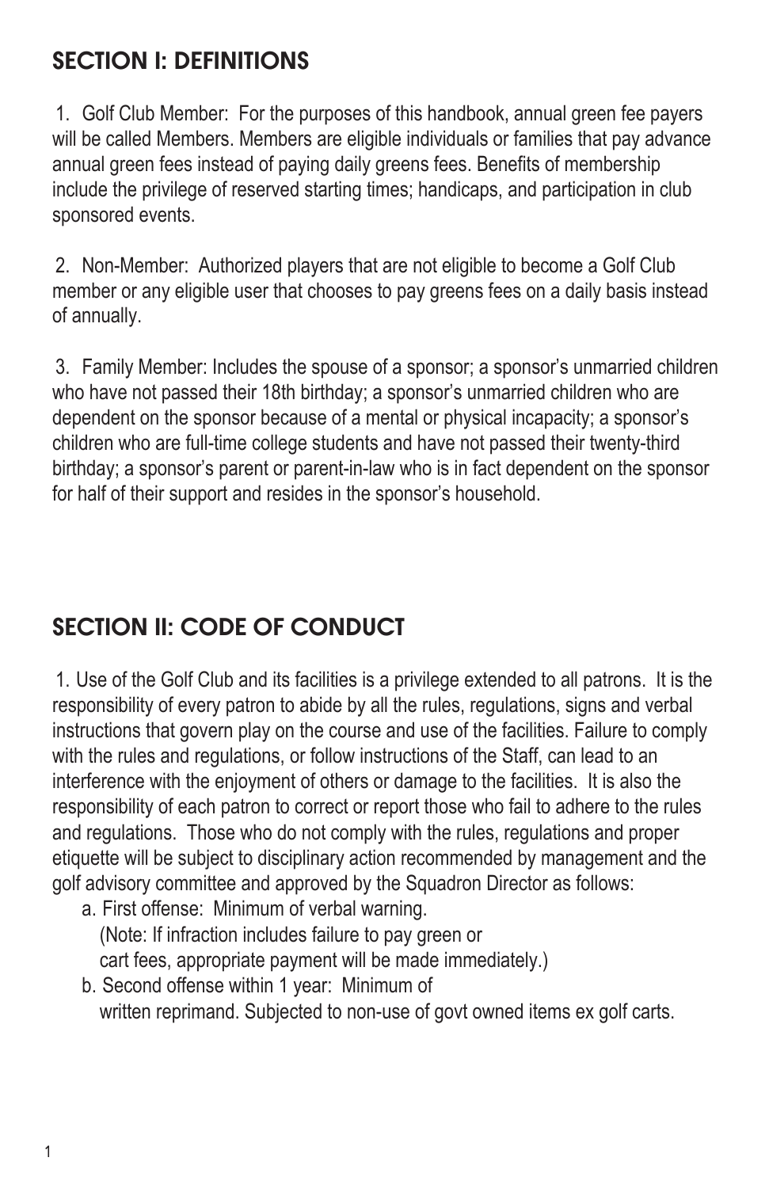## SECTION I: DEFINITIONS

1. Golf Club Member: For the purposes of this handbook, annual green fee payers will be called Members. Members are eligible individuals or families that pay advance annual green fees instead of paying daily greens fees. Benefits of membership include the privilege of reserved starting times; handicaps, and participation in club sponsored events.

2. Non-Member: Authorized players that are not eligible to become a Golf Club member or any eligible user that chooses to pay greens fees on a daily basis instead of annually.

3. Family Member: Includes the spouse of a sponsor; a sponsor's unmarried children who have not passed their 18th birthday; a sponsor's unmarried children who are dependent on the sponsor because of a mental or physical incapacity; a sponsor's children who are full-time college students and have not passed their twenty-third birthday; a sponsor's parent or parent-in-law who is in fact dependent on the sponsor for half of their support and resides in the sponsor's household.

## SECTION II: CODE OF CONDUCT

1. Use of the Golf Club and its facilities is a privilege extended to all patrons. It is the responsibility of every patron to abide by all the rules, regulations, signs and verbal instructions that govern play on the course and use of the facilities. Failure to comply with the rules and regulations, or follow instructions of the Staff, can lead to an interference with the enjoyment of others or damage to the facilities. It is also the responsibility of each patron to correct or report those who fail to adhere to the rules and regulations. Those who do not comply with the rules, regulations and proper etiquette will be subject to disciplinary action recommended by management and the golf advisory committee and approved by the Squadron Director as follows:

   a. First offense: Minimum of verbal warning.
      (Note: If infraction includes failure to pay green or cart fees, appropriate payment will be made immediately.)

   b. Second offense within 1 year: Minimum of written reprimand. Subjected to non-use of govt owned items ex golf carts.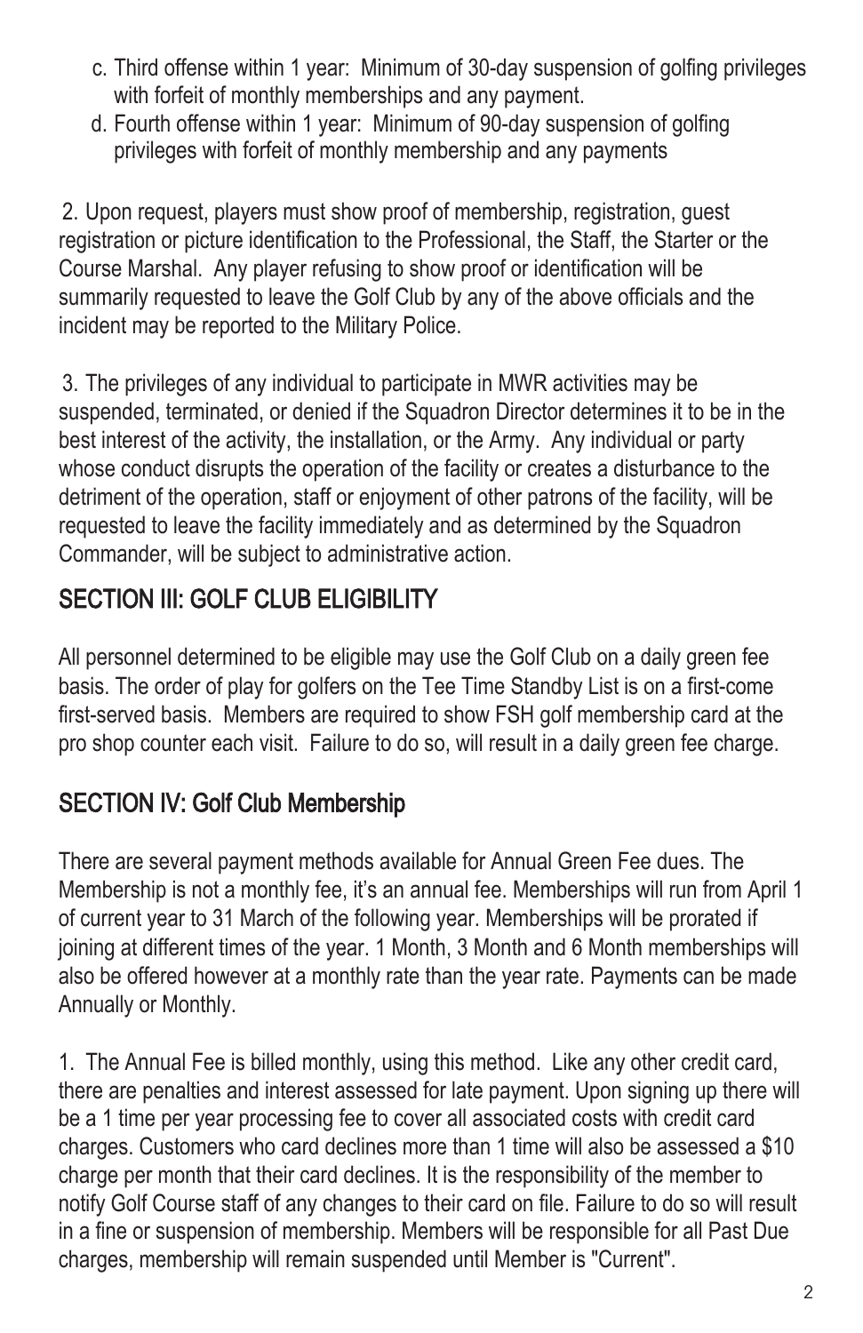c. Third offense within 1 year: Minimum of 30-day suspension of golfing privileges with forfeit of monthly memberships and any payment.
d. Fourth offense within 1 year: Minimum of 90-day suspension of golfing privileges with forfeit of monthly membership and any payments

2. Upon request, players must show proof of membership, registration, guest registration or picture identification to the Professional, the Staff, the Starter or the Course Marshal. Any player refusing to show proof or identification will be summarily requested to leave the Golf Club by any of the above officials and the incident may be reported to the Military Police.

3. The privileges of any individual to participate in MWR activities may be suspended, terminated, or denied if the Squadron Director determines it to be in the best interest of the activity, the installation, or the Army. Any individual or party whose conduct disrupts the operation of the facility or creates a disturbance to the detriment of the operation, staff or enjoyment of other patrons of the facility, will be requested to leave the facility immediately and as determined by the Squadron Commander, will be subject to administrative action.

## SECTION III: GOLF CLUB ELIGIBILITY

All personnel determined to be eligible may use the Golf Club on a daily green fee basis. The order of play for golfers on the Tee Time Standby List is on a first-come first-served basis. Members are required to show FSH golf membership card at the pro shop counter each visit. Failure to do so, will result in a daily green fee charge.

## SECTION IV: Golf Club Membership

There are several payment methods available for Annual Green Fee dues. The Membership is not a monthly fee, it's an annual fee. Memberships will run from April 1 of current year to 31 March of the following year. Memberships will be prorated if joining at different times of the year. 1 Month, 3 Month and 6 Month memberships will also be offered however at a monthly rate than the year rate. Payments can be made Annually or Monthly.

1. The Annual Fee is billed monthly, using this method. Like any other credit card, there are penalties and interest assessed for late payment. Upon signing up there will be a 1 time per year processing fee to cover all associated costs with credit card charges. Customers who card declines more than 1 time will also be assessed a $10 charge per month that their card declines. It is the responsibility of the member to notify Golf Course staff of any changes to their card on file. Failure to do so will result in a fine or suspension of membership. Members will be responsible for all Past Due charges, membership will remain suspended until Member is "Current".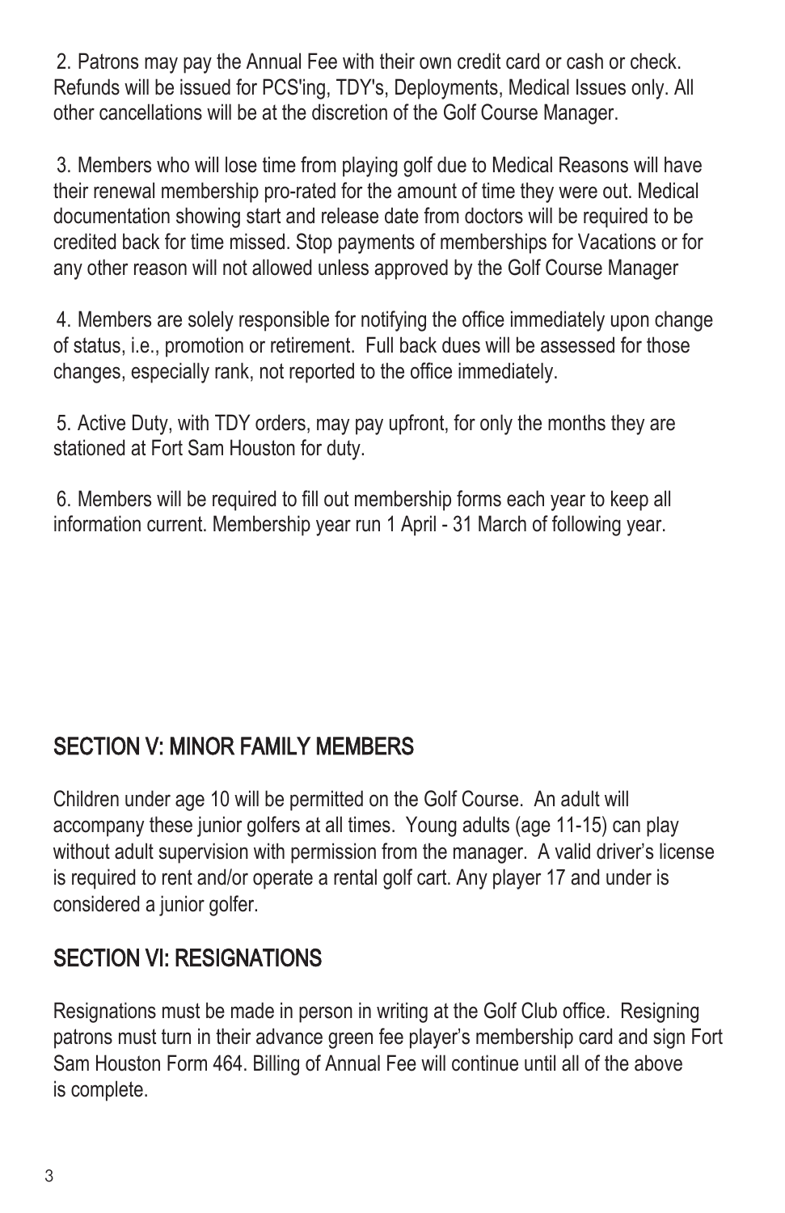2. Patrons may pay the Annual Fee with their own credit card or cash or check. Refunds will be issued for PCS'ing, TDY's, Deployments, Medical Issues only. All other cancellations will be at the discretion of the Golf Course Manager.

3. Members who will lose time from playing golf due to Medical Reasons will have their renewal membership pro-rated for the amount of time they were out. Medical documentation showing start and release date from doctors will be required to be credited back for time missed. Stop payments of memberships for Vacations or for any other reason will not allowed unless approved by the Golf Course Manager

4. Members are solely responsible for notifying the office immediately upon change of status, i.e., promotion or retirement. Full back dues will be assessed for those changes, especially rank, not reported to the office immediately.

5. Active Duty, with TDY orders, may pay upfront, for only the months they are stationed at Fort Sam Houston for duty.

6. Members will be required to fill out membership forms each year to keep all information current. Membership year run 1 April - 31 March of following year.

## SECTION V: MINOR FAMILY MEMBERS

Children under age 10 will be permitted on the Golf Course. An adult will accompany these junior golfers at all times. Young adults (age 11-15) can play without adult supervision with permission from the manager. A valid driver's license is required to rent and/or operate a rental golf cart. Any player 17 and under is considered a junior golfer.

## SECTION VI: RESIGNATIONS

Resignations must be made in person in writing at the Golf Club office. Resigning patrons must turn in their advance green fee player's membership card and sign Fort Sam Houston Form 464. Billing of Annual Fee will continue until all of the above is complete.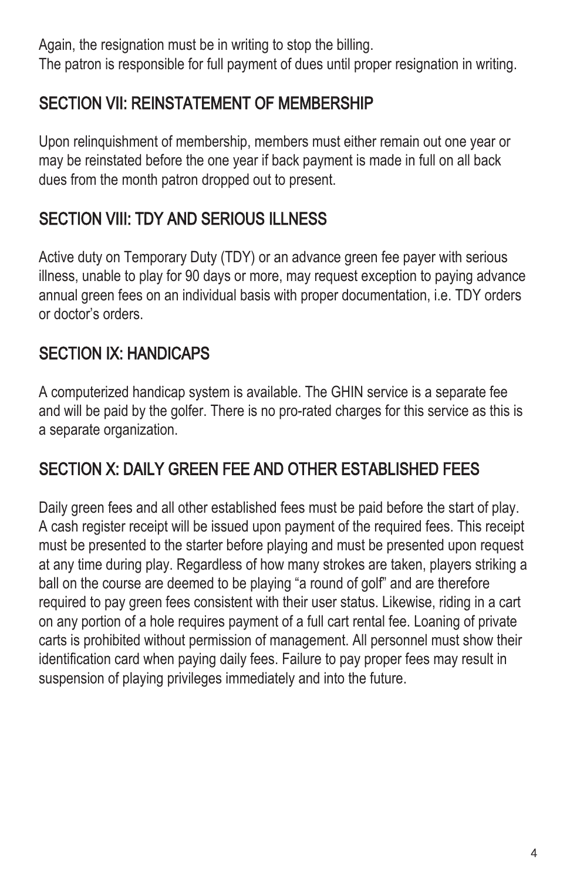Again, the resignation must be in writing to stop the billing.
The patron is responsible for full payment of dues until proper resignation in writing.

## SECTION VII: REINSTATEMENT OF MEMBERSHIP

Upon relinquishment of membership, members must either remain out one year or may be reinstated before the one year if back payment is made in full on all back dues from the month patron dropped out to present.

## SECTION VIII: TDY AND SERIOUS ILLNESS

Active duty on Temporary Duty (TDY) or an advance green fee payer with serious illness, unable to play for 90 days or more, may request exception to paying advance annual green fees on an individual basis with proper documentation, i.e. TDY orders or doctor's orders.

## SECTION IX: HANDICAPS

A computerized handicap system is available. The GHIN service is a separate fee and will be paid by the golfer. There is no pro-rated charges for this service as this is a separate organization.

## SECTION X: DAILY GREEN FEE AND OTHER ESTABLISHED FEES

Daily green fees and all other established fees must be paid before the start of play. A cash register receipt will be issued upon payment of the required fees. This receipt must be presented to the starter before playing and must be presented upon request at any time during play. Regardless of how many strokes are taken, players striking a ball on the course are deemed to be playing "a round of golf" and are therefore required to pay green fees consistent with their user status. Likewise, riding in a cart on any portion of a hole requires payment of a full cart rental fee. Loaning of private carts is prohibited without permission of management. All personnel must show their identification card when paying daily fees. Failure to pay proper fees may result in suspension of playing privileges immediately and into the future.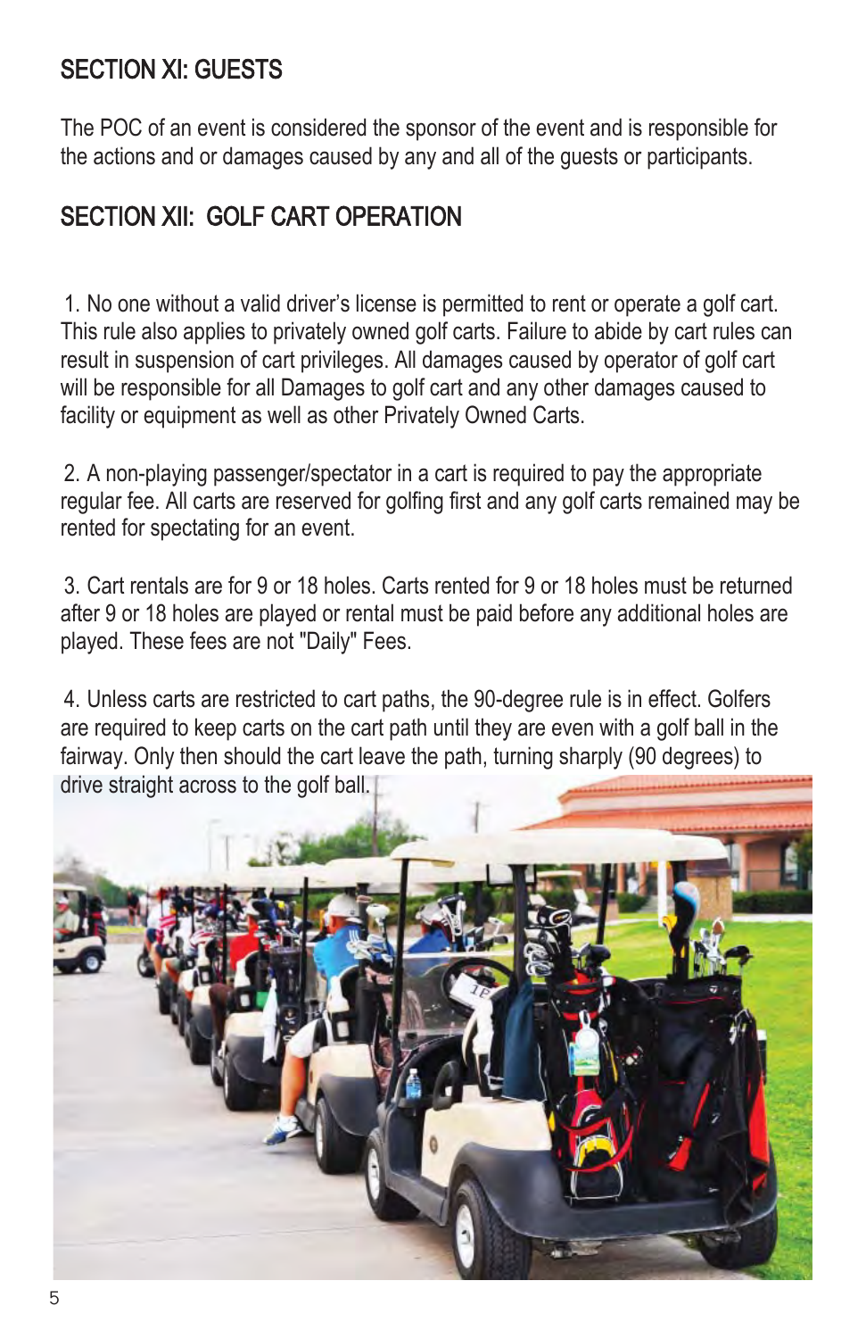## SECTION XI: GUESTS

The POC of an event is considered the sponsor of the event and is responsible for the actions and or damages caused by any and all of the guests or participants.

## SECTION XII: GOLF CART OPERATION

1. No one without a valid driver's license is permitted to rent or operate a golf cart. This rule also applies to privately owned golf carts. Failure to abide by cart rules can result in suspension of cart privileges. All damages caused by operator of golf cart will be responsible for all Damages to golf cart and any other damages caused to facility or equipment as well as other Privately Owned Carts.

2. A non-playing passenger/spectator in a cart is required to pay the appropriate regular fee. All carts are reserved for golfing first and any golf carts remained may be rented for spectating for an event.

3. Cart rentals are for 9 or 18 holes. Carts rented for 9 or 18 holes must be returned after 9 or 18 holes are played or rental must be paid before any additional holes are played. These fees are not "Daily" Fees.

4. Unless carts are restricted to cart paths, the 90-degree rule is in effect. Golfers are required to keep carts on the cart path until they are even with a golf ball in the fairway. Only then should the cart leave the path, turning sharply (90 degrees) to drive straight across to the golf ball.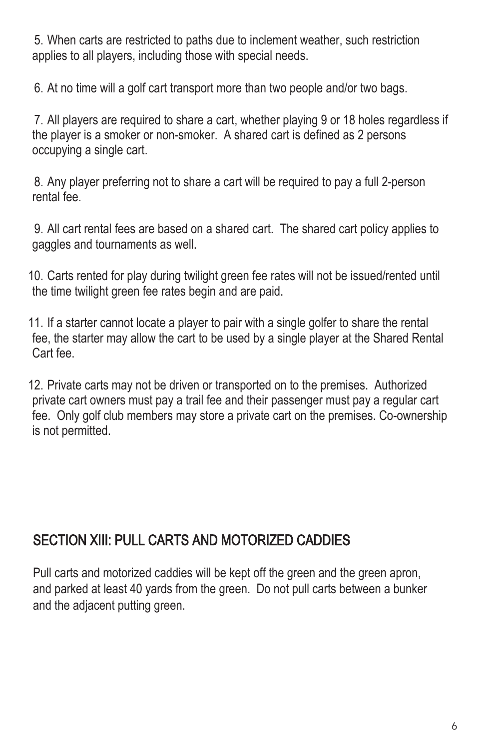5. When carts are restricted to paths due to inclement weather, such restriction applies to all players, including those with special needs.

6. At no time will a golf cart transport more than two people and/or two bags.

7. All players are required to share a cart, whether playing 9 or 18 holes regardless if the player is a smoker or non-smoker. A shared cart is defined as 2 persons occupying a single cart.

8. Any player preferring not to share a cart will be required to pay a full 2-person rental fee.

9. All cart rental fees are based on a shared cart. The shared cart policy applies to gaggles and tournaments as well.

10. Carts rented for play during twilight green fee rates will not be issued/rented until the time twilight green fee rates begin and are paid.

11. If a starter cannot locate a player to pair with a single golfer to share the rental fee, the starter may allow the cart to be used by a single player at the Shared Rental Cart fee.

12. Private carts may not be driven or transported on to the premises. Authorized private cart owners must pay a trail fee and their passenger must pay a regular cart fee. Only golf club members may store a private cart on the premises. Co-ownership is not permitted.

## SECTION XIII: PULL CARTS AND MOTORIZED CADDIES

Pull carts and motorized caddies will be kept off the green and the green apron, and parked at least 40 yards from the green. Do not pull carts between a bunker and the adjacent putting green.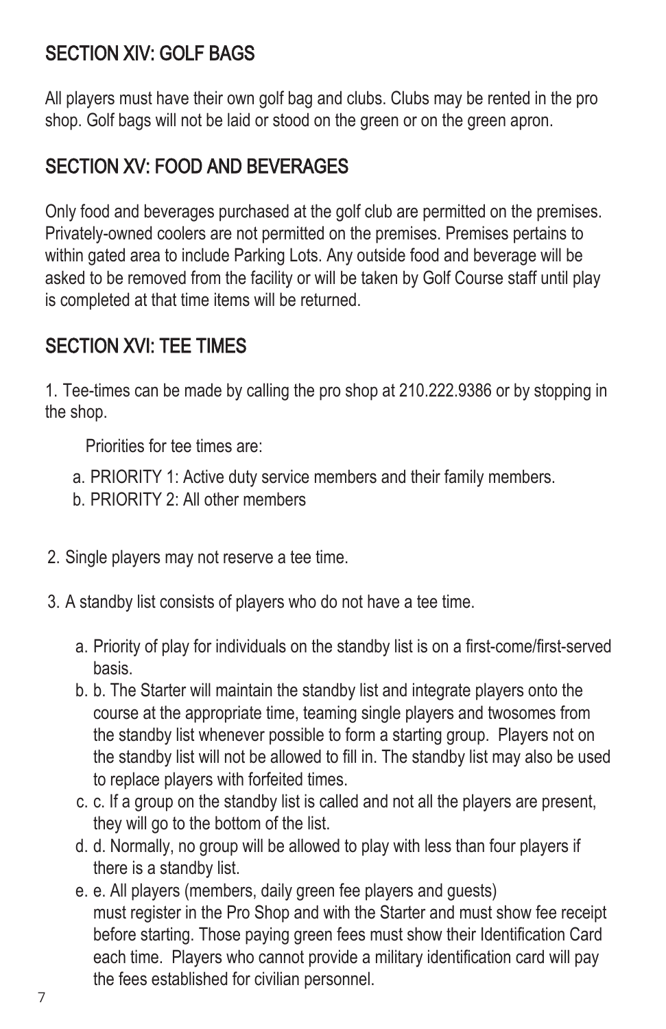## SECTION XIV: GOLF BAGS

All players must have their own golf bag and clubs. Clubs may be rented in the pro shop. Golf bags will not be laid or stood on the green or on the green apron.

## SECTION XV: FOOD AND BEVERAGES

Only food and beverages purchased at the golf club are permitted on the premises. Privately-owned coolers are not permitted on the premises. Premises pertains to within gated area to include Parking Lots. Any outside food and beverage will be asked to be removed from the facility or will be taken by Golf Course staff until play is completed at that time items will be returned.

## SECTION XVI: TEE TIMES

1. Tee-times can be made by calling the pro shop at 210.222.9386 or by stopping in the shop.

Priorities for tee times are:

a. PRIORITY 1: Active duty service members and their family members.
b. PRIORITY 2: All other members

2. Single players may not reserve a tee time.

3. A standby list consists of players who do not have a tee time.

a. Priority of play for individuals on the standby list is on a first-come/first-served basis.
b. b. The Starter will maintain the standby list and integrate players onto the course at the appropriate time, teaming single players and twosomes from the standby list whenever possible to form a starting group. Players not on the standby list will not be allowed to fill in. The standby list may also be used to replace players with forfeited times.
c. c. If a group on the standby list is called and not all the players are present, they will go to the bottom of the list.
d. d. Normally, no group will be allowed to play with less than four players if there is a standby list.
e. e. All players (members, daily green fee players and guests) must register in the Pro Shop and with the Starter and must show fee receipt before starting. Those paying green fees must show their Identification Card each time. Players who cannot provide a military identification card will pay the fees established for civilian personnel.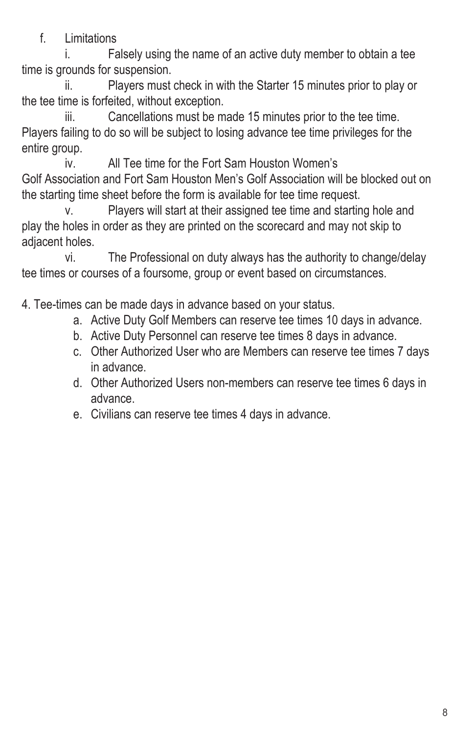f. Limitations

   i. Falsely using the name of an active duty member to obtain a tee time is grounds for suspension.

   ii. Players must check in with the Starter 15 minutes prior to play or the tee time is forfeited, without exception.

   iii. Cancellations must be made 15 minutes prior to the tee time. Players failing to do so will be subject to losing advance tee time privileges for the entire group.

   iv. All Tee time for the Fort Sam Houston Women's Golf Association and Fort Sam Houston Men's Golf Association will be blocked out on the starting time sheet before the form is available for tee time request.

   v. Players will start at their assigned tee time and starting hole and play the holes in order as they are printed on the scorecard and may not skip to adjacent holes.

   vi. The Professional on duty always has the authority to change/delay tee times or courses of a foursome, group or event based on circumstances.

4. Tee-times can be made days in advance based on your status.

   a. Active Duty Golf Members can reserve tee times 10 days in advance.
   b. Active Duty Personnel can reserve tee times 8 days in advance.
   c. Other Authorized User who are Members can reserve tee times 7 days in advance.
   d. Other Authorized Users non-members can reserve tee times 6 days in advance.
   e. Civilians can reserve tee times 4 days in advance.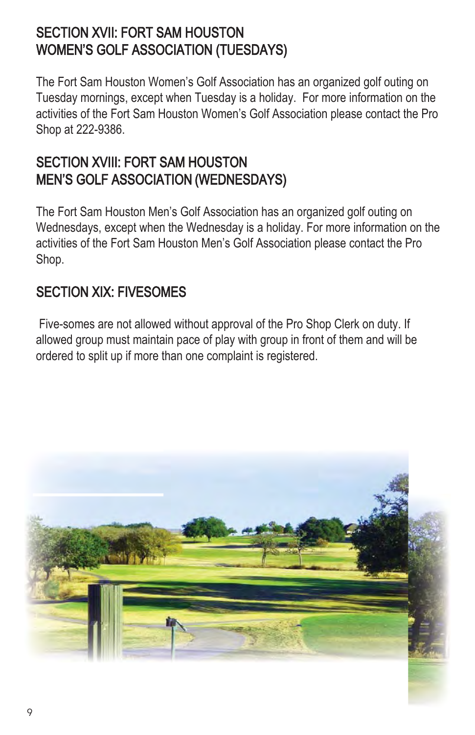## SECTION XVII: FORT SAM HOUSTON WOMEN'S GOLF ASSOCIATION (TUESDAYS)

The Fort Sam Houston Women's Golf Association has an organized golf outing on Tuesday mornings, except when Tuesday is a holiday. For more information on the activities of the Fort Sam Houston Women's Golf Association please contact the Pro Shop at 222-9386.

## SECTION XVIII: FORT SAM HOUSTON MEN'S GOLF ASSOCIATION (WEDNESDAYS)

The Fort Sam Houston Men's Golf Association has an organized golf outing on Wednesdays, except when the Wednesday is a holiday. For more information on the activities of the Fort Sam Houston Men's Golf Association please contact the Pro Shop.

## SECTION XIX: FIVESOMES

Five-somes are not allowed without approval of the Pro Shop Clerk on duty. If allowed group must maintain pace of play with group in front of them and will be ordered to split up if more than one complaint is registered.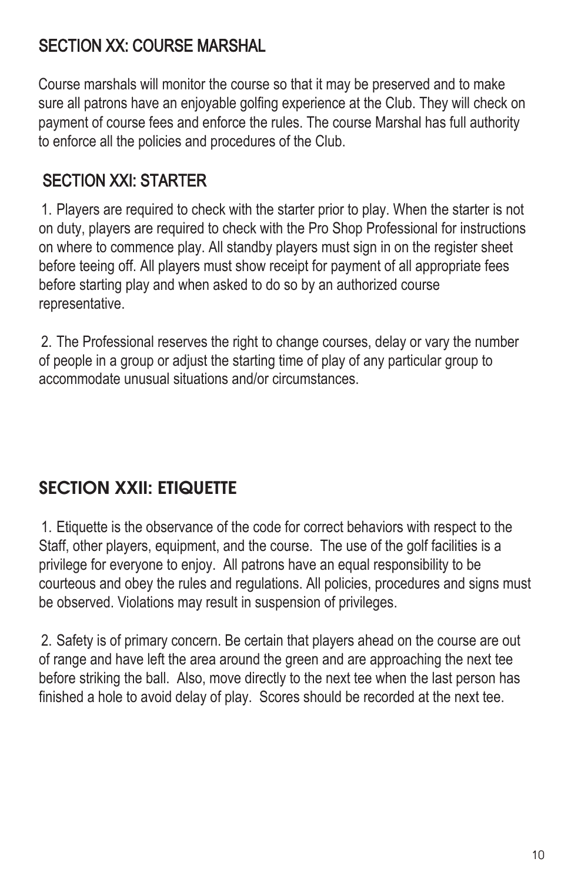## SECTION XX: COURSE MARSHAL

Course marshals will monitor the course so that it may be preserved and to make sure all patrons have an enjoyable golfing experience at the Club. They will check on payment of course fees and enforce the rules. The course Marshal has full authority to enforce all the policies and procedures of the Club.

## SECTION XXI: STARTER

1. Players are required to check with the starter prior to play. When the starter is not on duty, players are required to check with the Pro Shop Professional for instructions on where to commence play. All standby players must sign in on the register sheet before teeing off. All players must show receipt for payment of all appropriate fees before starting play and when asked to do so by an authorized course representative.

2. The Professional reserves the right to change courses, delay or vary the number of people in a group or adjust the starting time of play of any particular group to accommodate unusual situations and/or circumstances.

## SECTION XXII: ETIQUETTE

1. Etiquette is the observance of the code for correct behaviors with respect to the Staff, other players, equipment, and the course. The use of the golf facilities is a privilege for everyone to enjoy. All patrons have an equal responsibility to be courteous and obey the rules and regulations. All policies, procedures and signs must be observed. Violations may result in suspension of privileges.

2. Safety is of primary concern. Be certain that players ahead on the course are out of range and have left the area around the green and are approaching the next tee before striking the ball. Also, move directly to the next tee when the last person has finished a hole to avoid delay of play. Scores should be recorded at the next tee.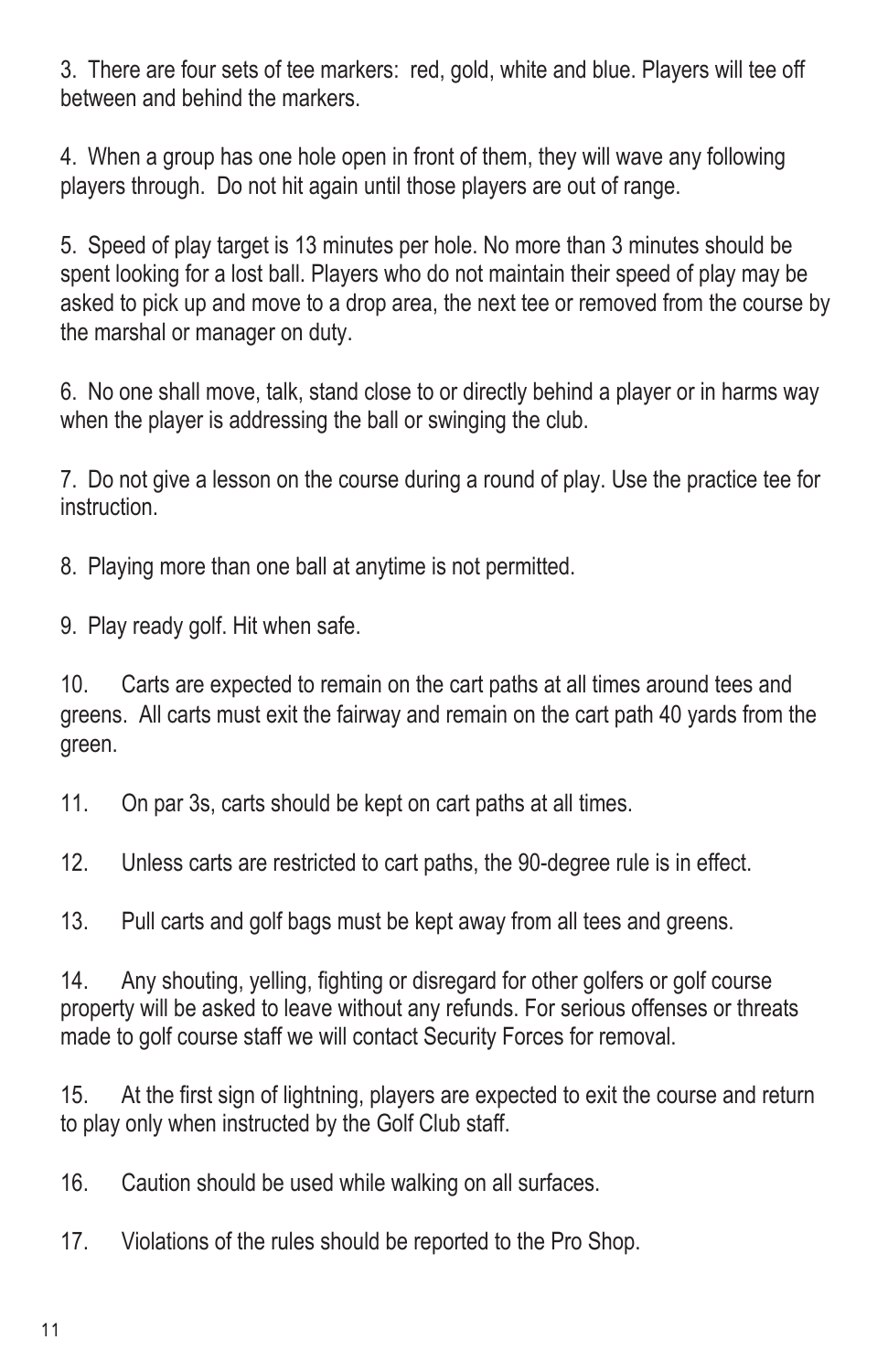3. There are four sets of tee markers: red, gold, white and blue. Players will tee off between and behind the markers.

4. When a group has one hole open in front of them, they will wave any following players through. Do not hit again until those players are out of range.

5. Speed of play target is 13 minutes per hole. No more than 3 minutes should be spent looking for a lost ball. Players who do not maintain their speed of play may be asked to pick up and move to a drop area, the next tee or removed from the course by the marshal or manager on duty.

6. No one shall move, talk, stand close to or directly behind a player or in harms way when the player is addressing the ball or swinging the club.

7. Do not give a lesson on the course during a round of play. Use the practice tee for instruction.

8. Playing more than one ball at anytime is not permitted.

9. Play ready golf. Hit when safe.

10. Carts are expected to remain on the cart paths at all times around tees and greens. All carts must exit the fairway and remain on the cart path 40 yards from the green.

11. On par 3s, carts should be kept on cart paths at all times.

12. Unless carts are restricted to cart paths, the 90-degree rule is in effect.

13. Pull carts and golf bags must be kept away from all tees and greens.

14. Any shouting, yelling, fighting or disregard for other golfers or golf course property will be asked to leave without any refunds. For serious offenses or threats made to golf course staff we will contact Security Forces for removal.

15. At the first sign of lightning, players are expected to exit the course and return to play only when instructed by the Golf Club staff.

16. Caution should be used while walking on all surfaces.

17. Violations of the rules should be reported to the Pro Shop.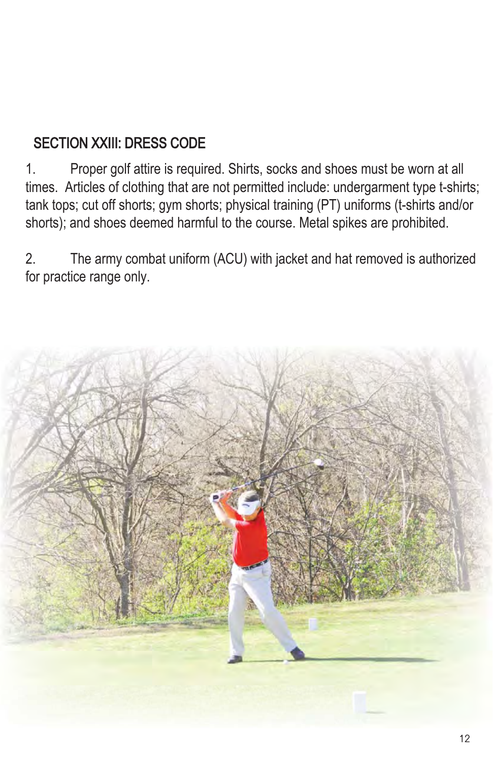## SECTION XXIII: DRESS CODE

1. Proper golf attire is required. Shirts, socks and shoes must be worn at all times. Articles of clothing that are not permitted include: undergarment type t-shirts; tank tops; cut off shorts; gym shorts; physical training (PT) uniforms (t-shirts and/or shorts); and shoes deemed harmful to the course. Metal spikes are prohibited.

2. The army combat uniform (ACU) with jacket and hat removed is authorized for practice range only.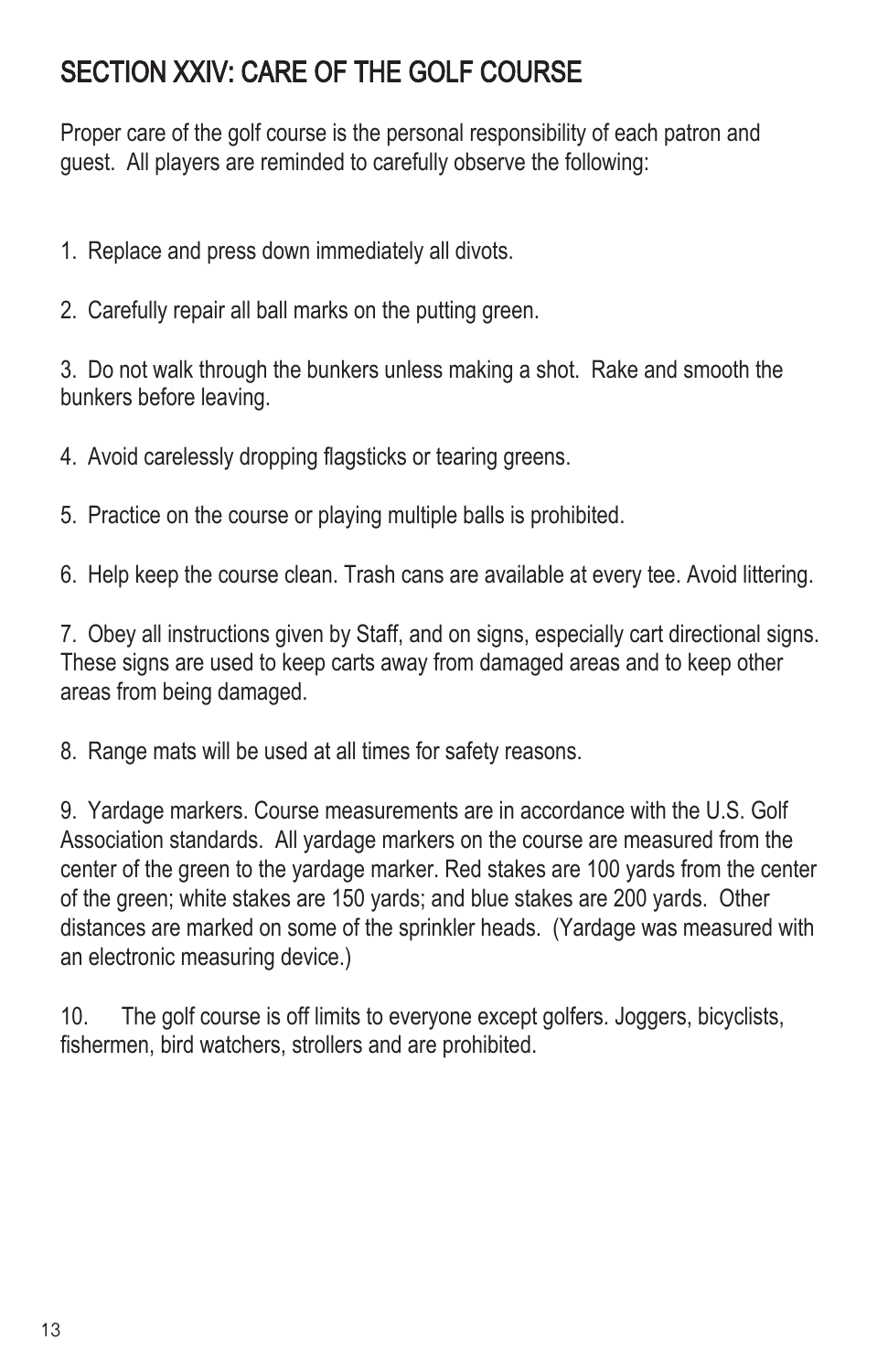# SECTION XXIV: CARE OF THE GOLF COURSE

Proper care of the golf course is the personal responsibility of each patron and guest. All players are reminded to carefully observe the following:

1. Replace and press down immediately all divots.

2. Carefully repair all ball marks on the putting green.

3. Do not walk through the bunkers unless making a shot. Rake and smooth the bunkers before leaving.

4. Avoid carelessly dropping flagsticks or tearing greens.

5. Practice on the course or playing multiple balls is prohibited.

6. Help keep the course clean. Trash cans are available at every tee. Avoid littering.

7. Obey all instructions given by Staff, and on signs, especially cart directional signs. These signs are used to keep carts away from damaged areas and to keep other areas from being damaged.

8. Range mats will be used at all times for safety reasons.

9. Yardage markers. Course measurements are in accordance with the U.S. Golf Association standards. All yardage markers on the course are measured from the center of the green to the yardage marker. Red stakes are 100 yards from the center of the green; white stakes are 150 yards; and blue stakes are 200 yards. Other distances are marked on some of the sprinkler heads. (Yardage was measured with an electronic measuring device.)

10. The golf course is off limits to everyone except golfers. Joggers, bicyclists, fishermen, bird watchers, strollers and are prohibited.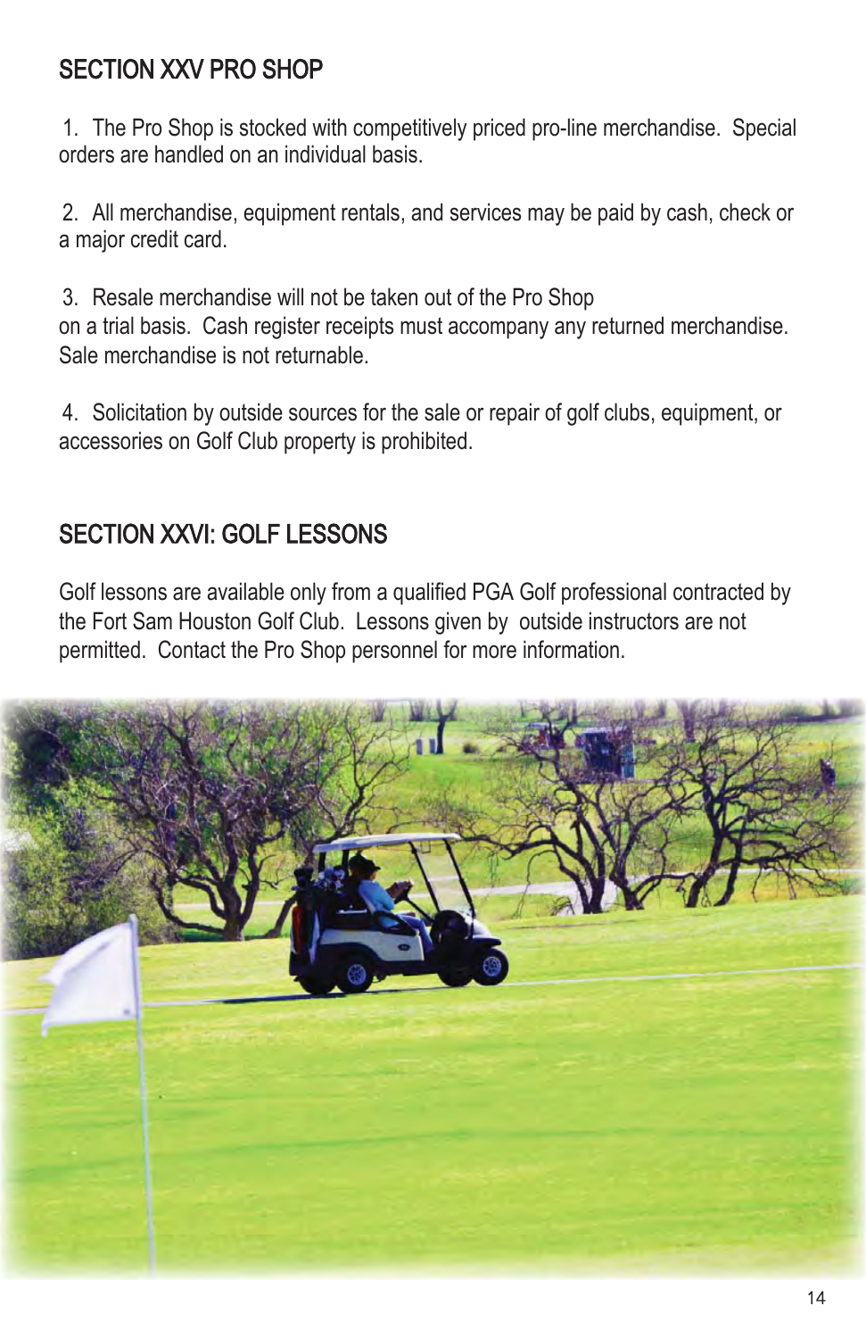## SECTION XXV PRO SHOP

1. The Pro Shop is stocked with competitively priced pro-line merchandise. Special orders are handled on an individual basis.

2. All merchandise, equipment rentals, and services may be paid by cash, check or a major credit card.

3. Resale merchandise will not be taken out of the Pro Shop on a trial basis. Cash register receipts must accompany any returned merchandise. Sale merchandise is not returnable.

4. Solicitation by outside sources for the sale or repair of golf clubs, equipment, or accessories on Golf Club property is prohibited.

## SECTION XXVI: GOLF LESSONS

Golf lessons are available only from a qualified PGA Golf professional contracted by the Fort Sam Houston Golf Club. Lessons given by outside instructors are not permitted. Contact the Pro Shop personnel for more information.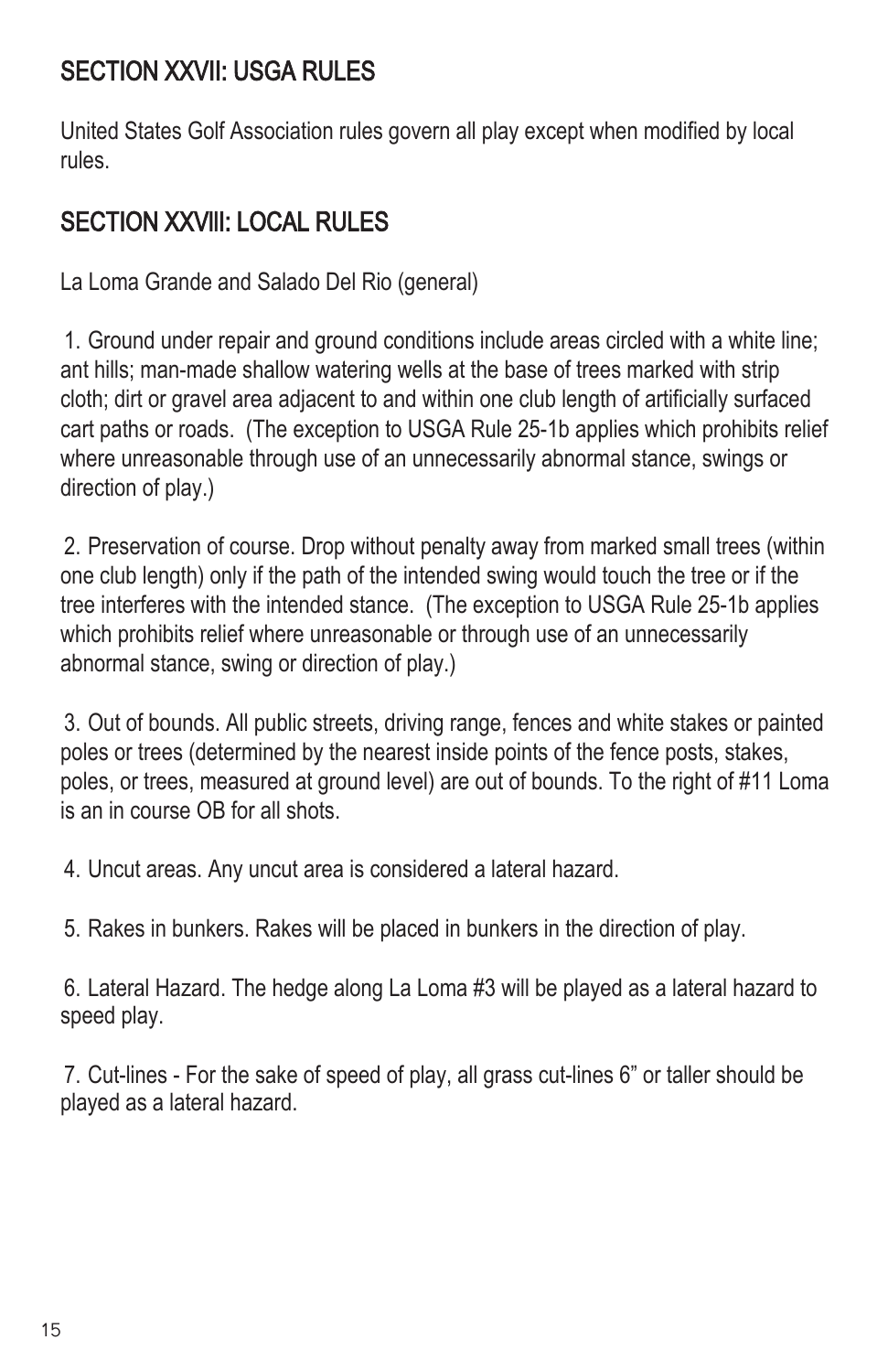## SECTION XXVII: USGA RULES

United States Golf Association rules govern all play except when modified by local rules.

## SECTION XXVIII: LOCAL RULES

La Loma Grande and Salado Del Rio (general)

1. Ground under repair and ground conditions include areas circled with a white line; ant hills; man-made shallow watering wells at the base of trees marked with strip cloth; dirt or gravel area adjacent to and within one club length of artificially surfaced cart paths or roads. (The exception to USGA Rule 25-1b applies which prohibits relief where unreasonable through use of an unnecessarily abnormal stance, swings or direction of play.)

2. Preservation of course. Drop without penalty away from marked small trees (within one club length) only if the path of the intended swing would touch the tree or if the tree interferes with the intended stance. (The exception to USGA Rule 25-1b applies which prohibits relief where unreasonable or through use of an unnecessarily abnormal stance, swing or direction of play.)

3. Out of bounds. All public streets, driving range, fences and white stakes or painted poles or trees (determined by the nearest inside points of the fence posts, stakes, poles, or trees, measured at ground level) are out of bounds. To the right of #11 Loma is an in course OB for all shots.

4. Uncut areas. Any uncut area is considered a lateral hazard.

5. Rakes in bunkers. Rakes will be placed in bunkers in the direction of play.

6. Lateral Hazard. The hedge along La Loma #3 will be played as a lateral hazard to speed play.

7. Cut-lines - For the sake of speed of play, all grass cut-lines 6” or taller should be played as a lateral hazard.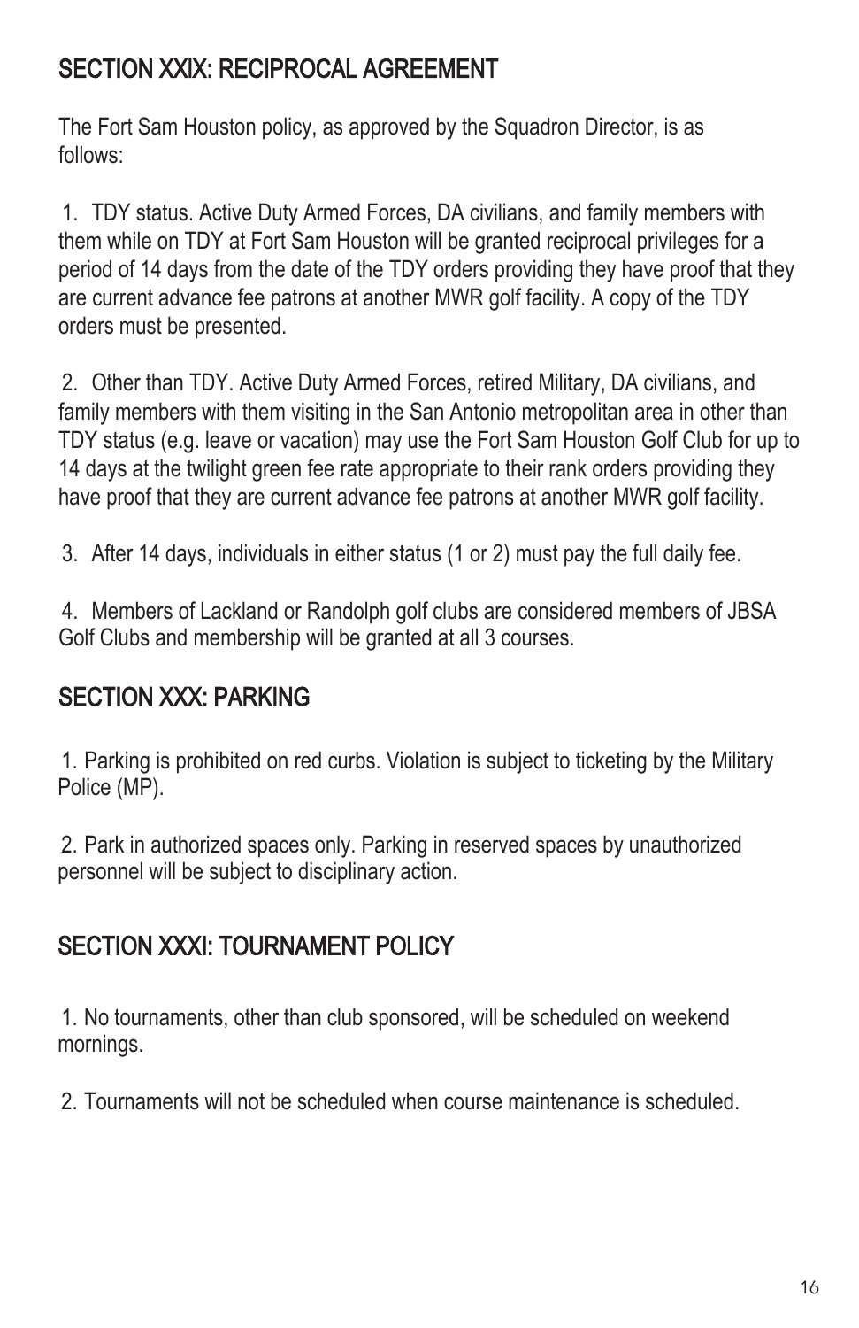## SECTION XXIX: RECIPROCAL AGREEMENT

The Fort Sam Houston policy, as approved by the Squadron Director, is as follows:

1. TDY status. Active Duty Armed Forces, DA civilians, and family members with them while on TDY at Fort Sam Houston will be granted reciprocal privileges for a period of 14 days from the date of the TDY orders providing they have proof that they are current advance fee patrons at another MWR golf facility. A copy of the TDY orders must be presented.

2. Other than TDY. Active Duty Armed Forces, retired Military, DA civilians, and family members with them visiting in the San Antonio metropolitan area in other than TDY status (e.g. leave or vacation) may use the Fort Sam Houston Golf Club for up to 14 days at the twilight green fee rate appropriate to their rank orders providing they have proof that they are current advance fee patrons at another MWR golf facility.

3. After 14 days, individuals in either status (1 or 2) must pay the full daily fee.

4. Members of Lackland or Randolph golf clubs are considered members of JBSA Golf Clubs and membership will be granted at all 3 courses.

## SECTION XXX: PARKING

1. Parking is prohibited on red curbs. Violation is subject to ticketing by the Military Police (MP).

2. Park in authorized spaces only. Parking in reserved spaces by unauthorized personnel will be subject to disciplinary action.

## SECTION XXXI: TOURNAMENT POLICY

1. No tournaments, other than club sponsored, will be scheduled on weekend mornings.

2. Tournaments will not be scheduled when course maintenance is scheduled.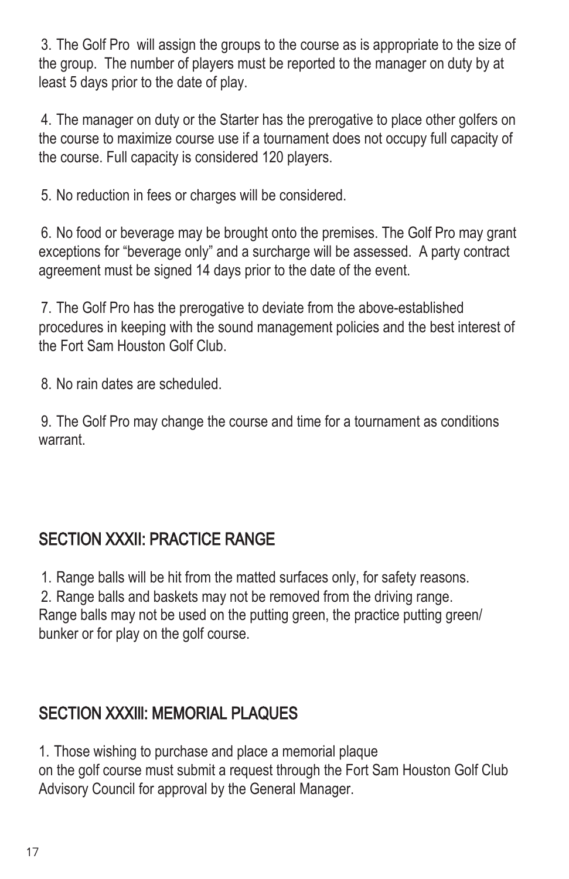3. The Golf Pro will assign the groups to the course as is appropriate to the size of the group. The number of players must be reported to the manager on duty by at least 5 days prior to the date of play.

4. The manager on duty or the Starter has the prerogative to place other golfers on the course to maximize course use if a tournament does not occupy full capacity of the course. Full capacity is considered 120 players.

5. No reduction in fees or charges will be considered.

6. No food or beverage may be brought onto the premises. The Golf Pro may grant exceptions for "beverage only" and a surcharge will be assessed. A party contract agreement must be signed 14 days prior to the date of the event.

7. The Golf Pro has the prerogative to deviate from the above-established procedures in keeping with the sound management policies and the best interest of the Fort Sam Houston Golf Club.

8. No rain dates are scheduled.

9. The Golf Pro may change the course and time for a tournament as conditions warrant.

## SECTION XXXII: PRACTICE RANGE

1. Range balls will be hit from the matted surfaces only, for safety reasons.
2. Range balls and baskets may not be removed from the driving range. Range balls may not be used on the putting green, the practice putting green/ bunker or for play on the golf course.

## SECTION XXXIII: MEMORIAL PLAQUES

1. Those wishing to purchase and place a memorial plaque on the golf course must submit a request through the Fort Sam Houston Golf Club Advisory Council for approval by the General Manager.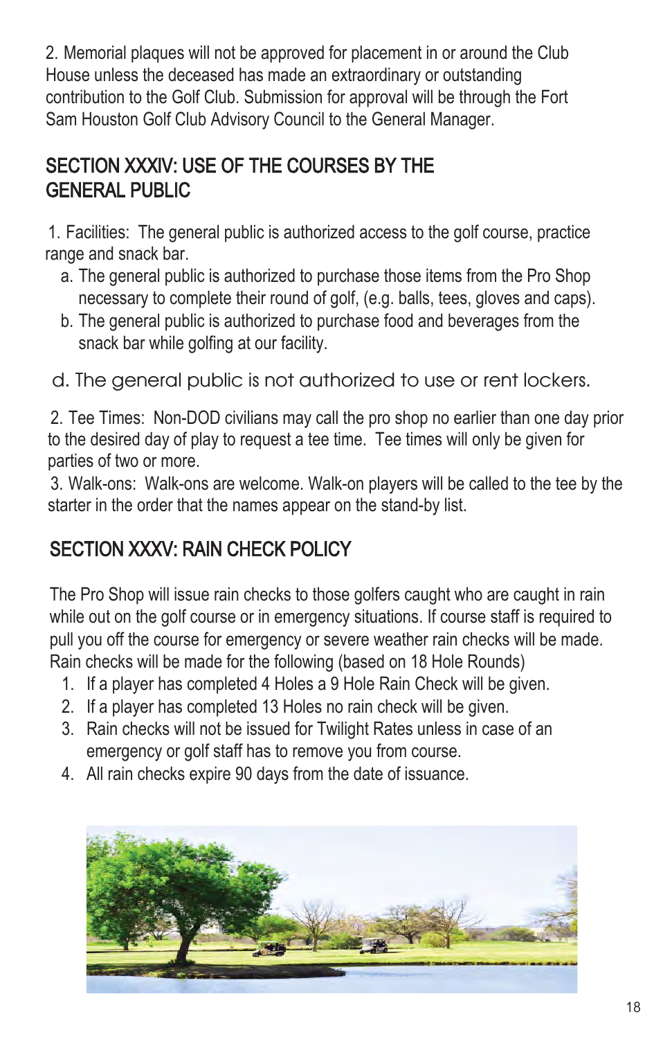2. Memorial plaques will not be approved for placement in or around the Club House unless the deceased has made an extraordinary or outstanding contribution to the Golf Club. Submission for approval will be through the Fort Sam Houston Golf Club Advisory Council to the General Manager.

## SECTION XXXIV: USE OF THE COURSES BY THE GENERAL PUBLIC

1. Facilities: The general public is authorized access to the golf course, practice range and snack bar.
   a. The general public is authorized to purchase those items from the Pro Shop necessary to complete their round of golf, (e.g. balls, tees, gloves and caps).
   b. The general public is authorized to purchase food and beverages from the snack bar while golfing at our facility.

   d. The general public is not authorized to use or rent lockers.

2. Tee Times: Non-DOD civilians may call the pro shop no earlier than one day prior to the desired day of play to request a tee time. Tee times will only be given for parties of two or more.
3. Walk-ons: Walk-ons are welcome. Walk-on players will be called to the tee by the starter in the order that the names appear on the stand-by list.

## SECTION XXXV: RAIN CHECK POLICY

The Pro Shop will issue rain checks to those golfers caught who are caught in rain while out on the golf course or in emergency situations. If course staff is required to pull you off the course for emergency or severe weather rain checks will be made. Rain checks will be made for the following (based on 18 Hole Rounds)

1. If a player has completed 4 Holes a 9 Hole Rain Check will be given.
2. If a player has completed 13 Holes no rain check will be given.
3. Rain checks will not be issued for Twilight Rates unless in case of an emergency or golf staff has to remove you from course.
4. All rain checks expire 90 days from the date of issuance.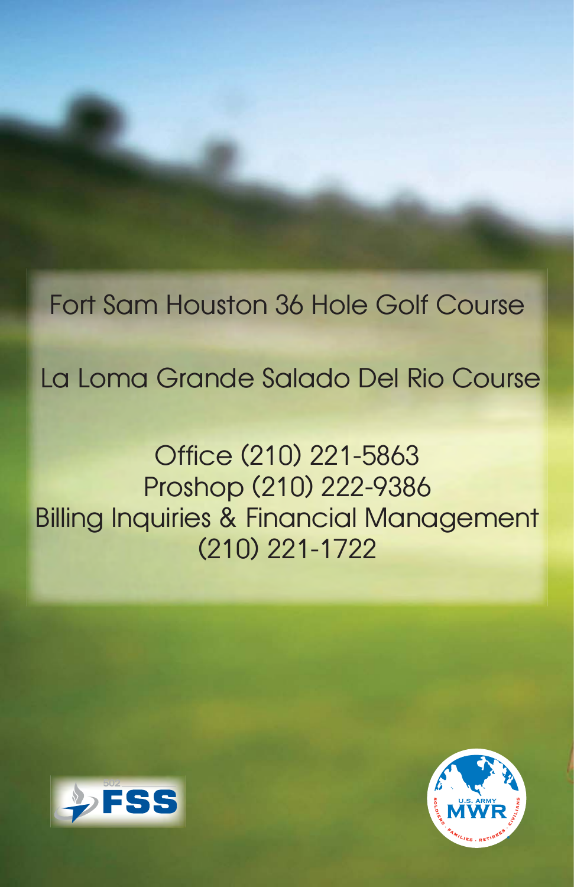Fort Sam Houston 36 Hole Golf Course

La Loma Grande Salado Del Rio Course

Office (210) 221-5863
Proshop (210) 222-9386
Billing Inquiries & Financial Management
(210) 221-1722

502 FSS

U.S. ARMY MWR

SOLDIERS · FAMILIES · RETIREES · CIVILIANS